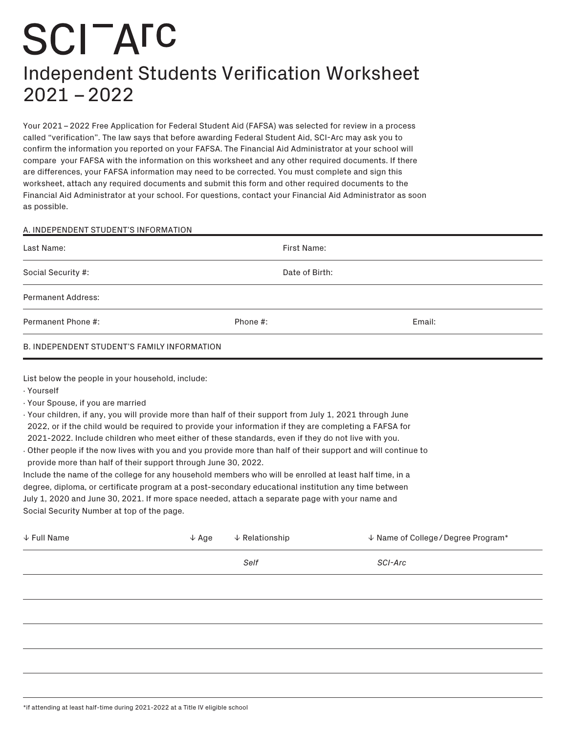# SCI-Arc

# Independent Students Verification Worksheet 2021 – 2022

Your 2021 – 2022 Free Application for Federal Student Aid (FAFSA) was selected for review in a process called "verification". The law says that before awarding Federal Student Aid, SCI-Arc may ask you to confirm the information you reported on your FAFSA. The Financial Aid Administrator at your school will compare your FAFSA with the information on this worksheet and any other required documents. If there are differences, your FAFSA information may need to be corrected. You must complete and sign this worksheet, attach any required documents and submit this form and other required documents to the Financial Aid Administrator at your school. For questions, contact your Financial Aid Administrator as soon as possible.

## A. INDEPENDENT STUDENT'S INFORMATION

| | | |
|---|---|---|
| Last Name: | First Name: | |
| Social Security #: | Date of Birth: | |
| Permanent Address: | | |
| Permanent Phone #: | Phone #: | Email: |

## B. INDEPENDENT STUDENT'S FAMILY INFORMATION

List below the people in your household, include:

- Yourself
- Your Spouse, if you are married
- Your children, if any, you will provide more than half of their support from July 1, 2021 through June 2022, or if the child would be required to provide your information if they are completing a FAFSA for 2021-2022. Include children who meet either of these standards, even if they do not live with you.
- Other people if the now lives with you and you provide more than half of their support and will continue to provide more than half of their support through June 30, 2022.

Include the name of the college for any household members who will be enrolled at least half time, in a degree, diploma, or certificate program at a post-secondary educational institution any time between July 1, 2020 and June 30, 2021. If more space needed, attach a separate page with your name and Social Security Number at top of the page.

| ↓ Full Name | ↓ Age | ↓ Relationship | ↓ Name of College / Degree Program* |
|---|---|---|---|
| | | *Self* | *SCI-Arc* |
| | | | |
| | | | |
| | | | |
| | | | |
| | | | |

*if attending at least half-time during 2021-2022 at a Title IV eligible school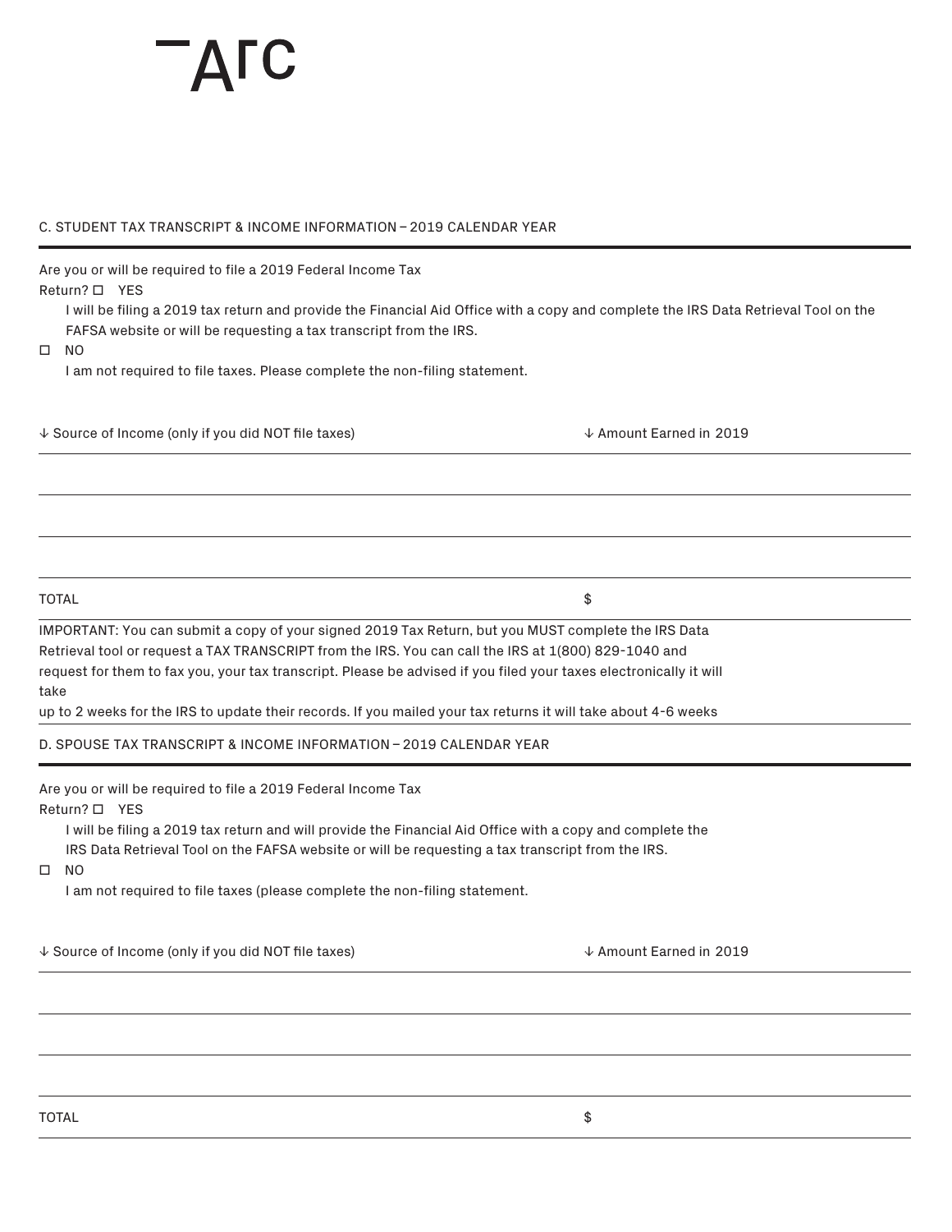Arc

## C. STUDENT TAX TRANSCRIPT & INCOME INFORMATION – 2019 CALENDAR YEAR

Are you or will be required to file a 2019 Federal Income Tax Return?

☐ YES

I will be filing a 2019 tax return and provide the Financial Aid Office with a copy and complete the IRS Data Retrieval Tool on the FAFSA website or will be requesting a tax transcript from the IRS.

☐ NO

I am not required to file taxes. Please complete the non-filing statement.

| ↓ Source of Income (only if you did NOT file taxes) | ↓ Amount Earned in 2019 |
|---|---|
| | |
| | |
| | |
| TOTAL | $ |

IMPORTANT: You can submit a copy of your signed 2019 Tax Return, but you MUST complete the IRS Data Retrieval tool or request a TAX TRANSCRIPT from the IRS. You can call the IRS at 1(800) 829-1040 and request for them to fax you, your tax transcript. Please be advised if you filed your taxes electronically it will take up to 2 weeks for the IRS to update their records. If you mailed your tax returns it will take about 4-6 weeks

## D. SPOUSE TAX TRANSCRIPT & INCOME INFORMATION – 2019 CALENDAR YEAR

Are you or will be required to file a 2019 Federal Income Tax Return?

☐ YES

I will be filing a 2019 tax return and will provide the Financial Aid Office with a copy and complete the IRS Data Retrieval Tool on the FAFSA website or will be requesting a tax transcript from the IRS.

☐ NO

I am not required to file taxes (please complete the non-filing statement.

| ↓ Source of Income (only if you did NOT file taxes) | ↓ Amount Earned in 2019 |
|---|---|
| | |
| | |
| | |
| TOTAL | $ |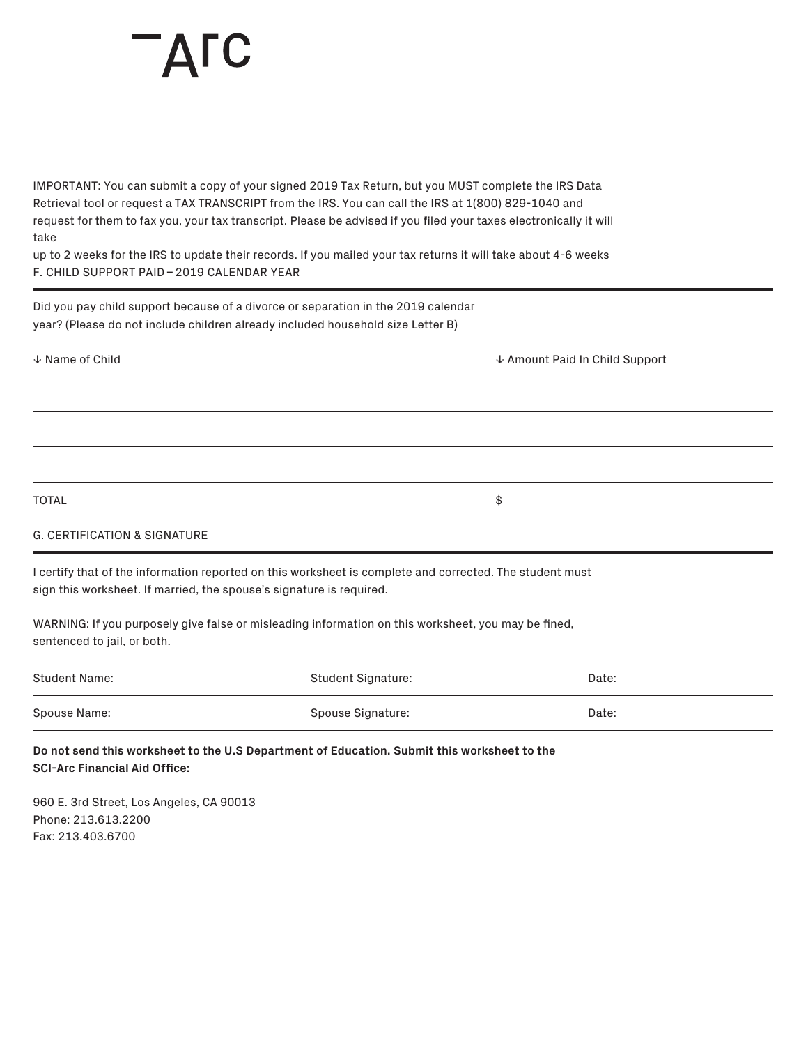IMPORTANT: You can submit a copy of your signed 2019 Tax Return, but you MUST complete the IRS Data Retrieval tool or request a TAX TRANSCRIPT from the IRS. You can call the IRS at 1(800) 829-1040 and request for them to fax you, your tax transcript. Please be advised if you filed your taxes electronically it will take
up to 2 weeks for the IRS to update their records. If you mailed your tax returns it will take about 4-6 weeks

## F. CHILD SUPPORT PAID – 2019 CALENDAR YEAR

Did you pay child support because of a divorce or separation in the 2019 calendar year? (Please do not include children already included household size Letter B)

| ↓ Name of Child | ↓ Amount Paid In Child Support |
|---|---|
| | |
| | |
| | |
| TOTAL | $ |

## G. CERTIFICATION & SIGNATURE

I certify that of the information reported on this worksheet is complete and corrected. The student must sign this worksheet. If married, the spouse's signature is required.

WARNING: If you purposely give false or misleading information on this worksheet, you may be fined, sentenced to jail, or both.

| | | |
|---|---|---|
| Student Name: | Student Signature: | Date: |
| Spouse Name: | Spouse Signature: | Date: |

**Do not send this worksheet to the U.S Department of Education. Submit this worksheet to the SCI-Arc Financial Aid Office:**

960 E. 3rd Street, Los Angeles, CA 90013
Phone: 213.613.2200
Fax: 213.403.6700